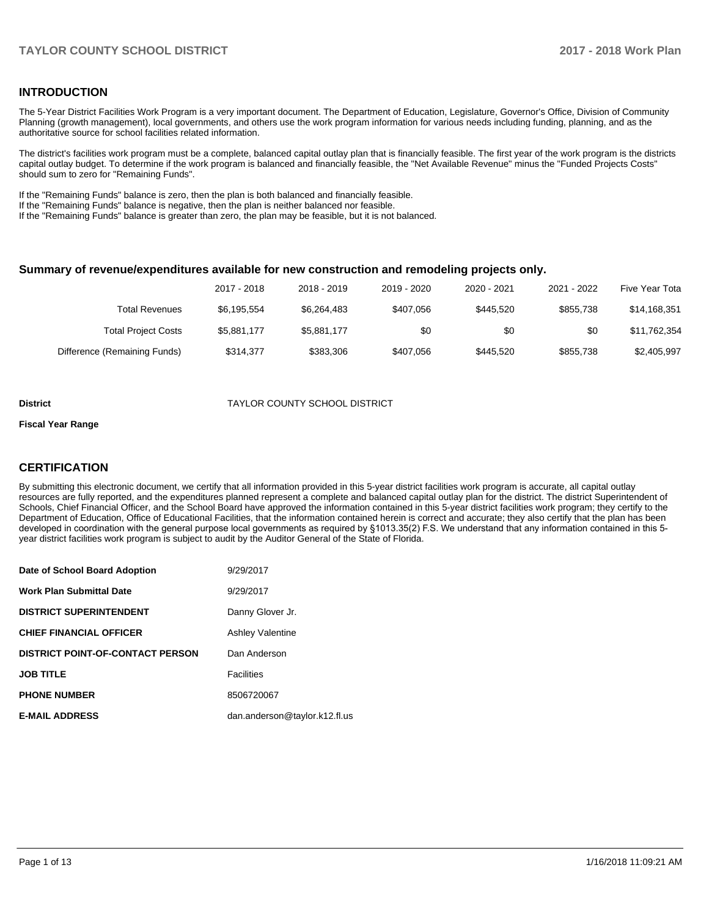## INTRODUCTION

The 5-Year District Facilities Work Program is a very important document. The Department of Education, Legislature, Governor's Office, Division of Community Planning (growth management), local governments, and others use the work program information for various needs including funding, planning, and as the authoritative source for school facilities related information.

The district's facilities work program must be a complete, balanced capital outlay plan that is financially feasible. The first year of the work program is the districts capital outlay budget. To determine if the work program is balanced and financially feasible, the "Net Available Revenue" minus the "Funded Projects Costs" should sum to zero for "Remaining Funds".

If the "Remaining Funds" balance is zero, then the plan is both balanced and financially feasible.
If the "Remaining Funds" balance is negative, then the plan is neither balanced nor feasible.
If the "Remaining Funds" balance is greater than zero, the plan may be feasible, but it is not balanced.

### Summary of revenue/expenditures available for new construction and remodeling projects only.

| | 2017 - 2018 | 2018 - 2019 | 2019 - 2020 | 2020 - 2021 | 2021 - 2022 | Five Year Tota |
|---|---|---|---|---|---|---|
| Total Revenues | $6,195,554 | $6,264,483 | $407,056 | $445,520 | $855,738 | $14,168,351 |
| Total Project Costs | $5,881,177 | $5,881,177 | $0 | $0 | $0 | $11,762,354 |
| Difference (Remaining Funds) | $314,377 | $383,306 | $407,056 | $445,520 | $855,738 | $2,405,997 |

**District** TAYLOR COUNTY SCHOOL DISTRICT

**Fiscal Year Range**

## CERTIFICATION

By submitting this electronic document, we certify that all information provided in this 5-year district facilities work program is accurate, all capital outlay resources are fully reported, and the expenditures planned represent a complete and balanced capital outlay plan for the district. The district Superintendent of Schools, Chief Financial Officer, and the School Board have approved the information contained in this 5-year district facilities work program; they certify to the Department of Education, Office of Educational Facilities, that the information contained herein is correct and accurate; they also certify that the plan has been developed in coordination with the general purpose local governments as required by §1013.35(2) F.S. We understand that any information contained in this 5-year district facilities work program is subject to audit by the Auditor General of the State of Florida.

| | |
|---|---|
| **Date of School Board Adoption** | 9/29/2017 |
| **Work Plan Submittal Date** | 9/29/2017 |
| **DISTRICT SUPERINTENDENT** | Danny Glover Jr. |
| **CHIEF FINANCIAL OFFICER** | Ashley Valentine |
| **DISTRICT POINT-OF-CONTACT PERSON** | Dan Anderson |
| **JOB TITLE** | Facilities |
| **PHONE NUMBER** | 8506720067 |
| **E-MAIL ADDRESS** | dan.anderson@taylor.k12.fl.us |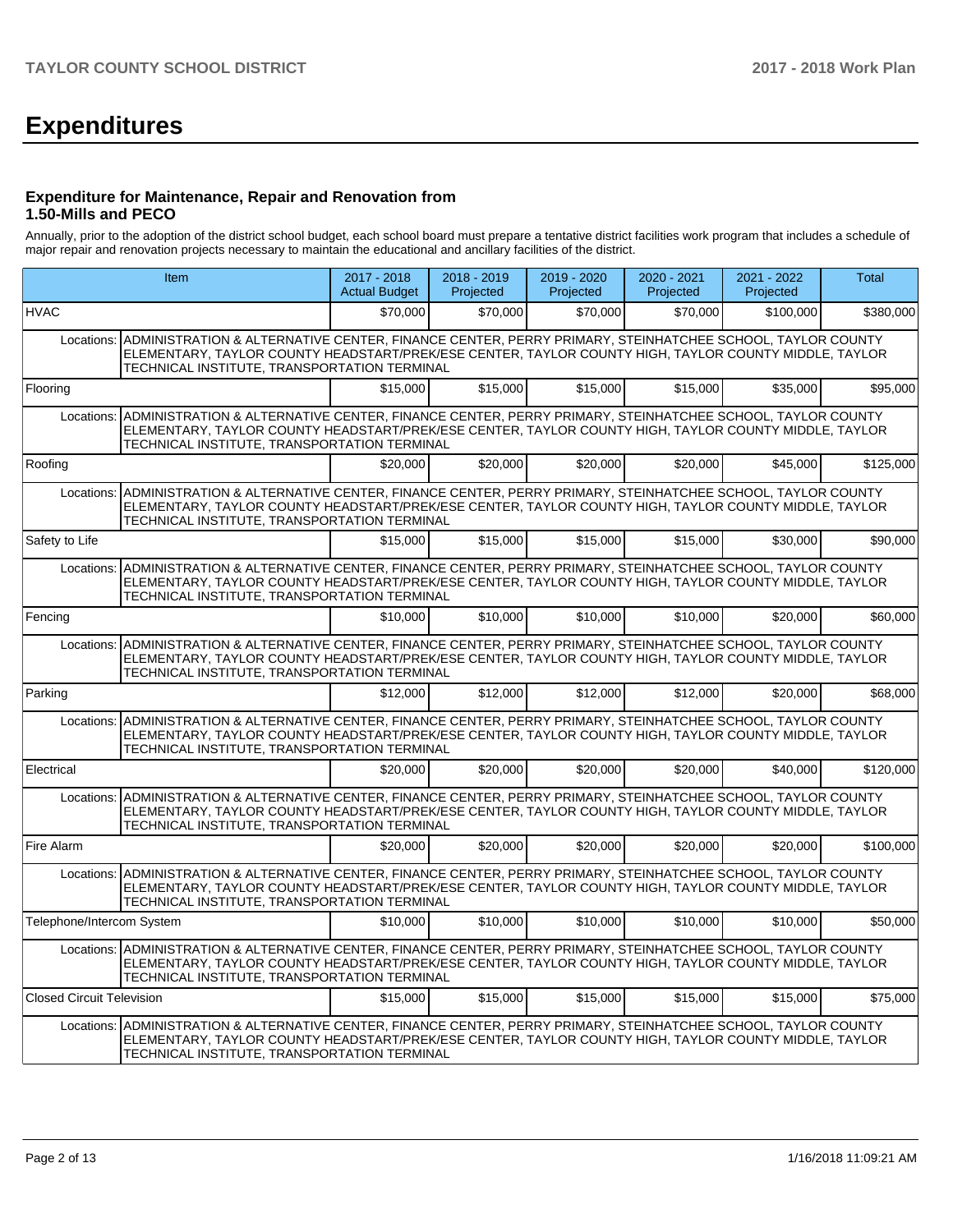# Expenditures

### Expenditure for Maintenance, Repair and Renovation from 1.50-Mills and PECO

Annually, prior to the adoption of the district school budget, each school board must prepare a tentative district facilities work program that includes a schedule of major repair and renovation projects necessary to maintain the educational and ancillary facilities of the district.

| Item | | 2017 - 2018 Actual Budget | 2018 - 2019 Projected | 2019 - 2020 Projected | 2020 - 2021 Projected | 2021 - 2022 Projected | Total |
|---|---|---|---|---|---|---|---|
| HVAC | | $70,000 | $70,000 | $70,000 | $70,000 | $100,000 | $380,000 |
| Locations: | ADMINISTRATION & ALTERNATIVE CENTER, FINANCE CENTER, PERRY PRIMARY, STEINHATCHEE SCHOOL, TAYLOR COUNTY ELEMENTARY, TAYLOR COUNTY HEADSTART/PREK/ESE CENTER, TAYLOR COUNTY HIGH, TAYLOR COUNTY MIDDLE, TAYLOR TECHNICAL INSTITUTE, TRANSPORTATION TERMINAL | | | | | | |
| Flooring | | $15,000 | $15,000 | $15,000 | $15,000 | $35,000 | $95,000 |
| Locations: | ADMINISTRATION & ALTERNATIVE CENTER, FINANCE CENTER, PERRY PRIMARY, STEINHATCHEE SCHOOL, TAYLOR COUNTY ELEMENTARY, TAYLOR COUNTY HEADSTART/PREK/ESE CENTER, TAYLOR COUNTY HIGH, TAYLOR COUNTY MIDDLE, TAYLOR TECHNICAL INSTITUTE, TRANSPORTATION TERMINAL | | | | | | |
| Roofing | | $20,000 | $20,000 | $20,000 | $20,000 | $45,000 | $125,000 |
| Locations: | ADMINISTRATION & ALTERNATIVE CENTER, FINANCE CENTER, PERRY PRIMARY, STEINHATCHEE SCHOOL, TAYLOR COUNTY ELEMENTARY, TAYLOR COUNTY HEADSTART/PREK/ESE CENTER, TAYLOR COUNTY HIGH, TAYLOR COUNTY MIDDLE, TAYLOR TECHNICAL INSTITUTE, TRANSPORTATION TERMINAL | | | | | | |
| Safety to Life | | $15,000 | $15,000 | $15,000 | $15,000 | $30,000 | $90,000 |
| Locations: | ADMINISTRATION & ALTERNATIVE CENTER, FINANCE CENTER, PERRY PRIMARY, STEINHATCHEE SCHOOL, TAYLOR COUNTY ELEMENTARY, TAYLOR COUNTY HEADSTART/PREK/ESE CENTER, TAYLOR COUNTY HIGH, TAYLOR COUNTY MIDDLE, TAYLOR TECHNICAL INSTITUTE, TRANSPORTATION TERMINAL | | | | | | |
| Fencing | | $10,000 | $10,000 | $10,000 | $10,000 | $20,000 | $60,000 |
| Locations: | ADMINISTRATION & ALTERNATIVE CENTER, FINANCE CENTER, PERRY PRIMARY, STEINHATCHEE SCHOOL, TAYLOR COUNTY ELEMENTARY, TAYLOR COUNTY HEADSTART/PREK/ESE CENTER, TAYLOR COUNTY HIGH, TAYLOR COUNTY MIDDLE, TAYLOR TECHNICAL INSTITUTE, TRANSPORTATION TERMINAL | | | | | | |
| Parking | | $12,000 | $12,000 | $12,000 | $12,000 | $20,000 | $68,000 |
| Locations: | ADMINISTRATION & ALTERNATIVE CENTER, FINANCE CENTER, PERRY PRIMARY, STEINHATCHEE SCHOOL, TAYLOR COUNTY ELEMENTARY, TAYLOR COUNTY HEADSTART/PREK/ESE CENTER, TAYLOR COUNTY HIGH, TAYLOR COUNTY MIDDLE, TAYLOR TECHNICAL INSTITUTE, TRANSPORTATION TERMINAL | | | | | | |
| Electrical | | $20,000 | $20,000 | $20,000 | $20,000 | $40,000 | $120,000 |
| Locations: | ADMINISTRATION & ALTERNATIVE CENTER, FINANCE CENTER, PERRY PRIMARY, STEINHATCHEE SCHOOL, TAYLOR COUNTY ELEMENTARY, TAYLOR COUNTY HEADSTART/PREK/ESE CENTER, TAYLOR COUNTY HIGH, TAYLOR COUNTY MIDDLE, TAYLOR TECHNICAL INSTITUTE, TRANSPORTATION TERMINAL | | | | | | |
| Fire Alarm | | $20,000 | $20,000 | $20,000 | $20,000 | $20,000 | $100,000 |
| Locations: | ADMINISTRATION & ALTERNATIVE CENTER, FINANCE CENTER, PERRY PRIMARY, STEINHATCHEE SCHOOL, TAYLOR COUNTY ELEMENTARY, TAYLOR COUNTY HEADSTART/PREK/ESE CENTER, TAYLOR COUNTY HIGH, TAYLOR COUNTY MIDDLE, TAYLOR TECHNICAL INSTITUTE, TRANSPORTATION TERMINAL | | | | | | |
| Telephone/Intercom System | | $10,000 | $10,000 | $10,000 | $10,000 | $10,000 | $50,000 |
| Locations: | ADMINISTRATION & ALTERNATIVE CENTER, FINANCE CENTER, PERRY PRIMARY, STEINHATCHEE SCHOOL, TAYLOR COUNTY ELEMENTARY, TAYLOR COUNTY HEADSTART/PREK/ESE CENTER, TAYLOR COUNTY HIGH, TAYLOR COUNTY MIDDLE, TAYLOR TECHNICAL INSTITUTE, TRANSPORTATION TERMINAL | | | | | | |
| Closed Circuit Television | | $15,000 | $15,000 | $15,000 | $15,000 | $15,000 | $75,000 |
| Locations: | ADMINISTRATION & ALTERNATIVE CENTER, FINANCE CENTER, PERRY PRIMARY, STEINHATCHEE SCHOOL, TAYLOR COUNTY ELEMENTARY, TAYLOR COUNTY HEADSTART/PREK/ESE CENTER, TAYLOR COUNTY HIGH, TAYLOR COUNTY MIDDLE, TAYLOR TECHNICAL INSTITUTE, TRANSPORTATION TERMINAL | | | | | | |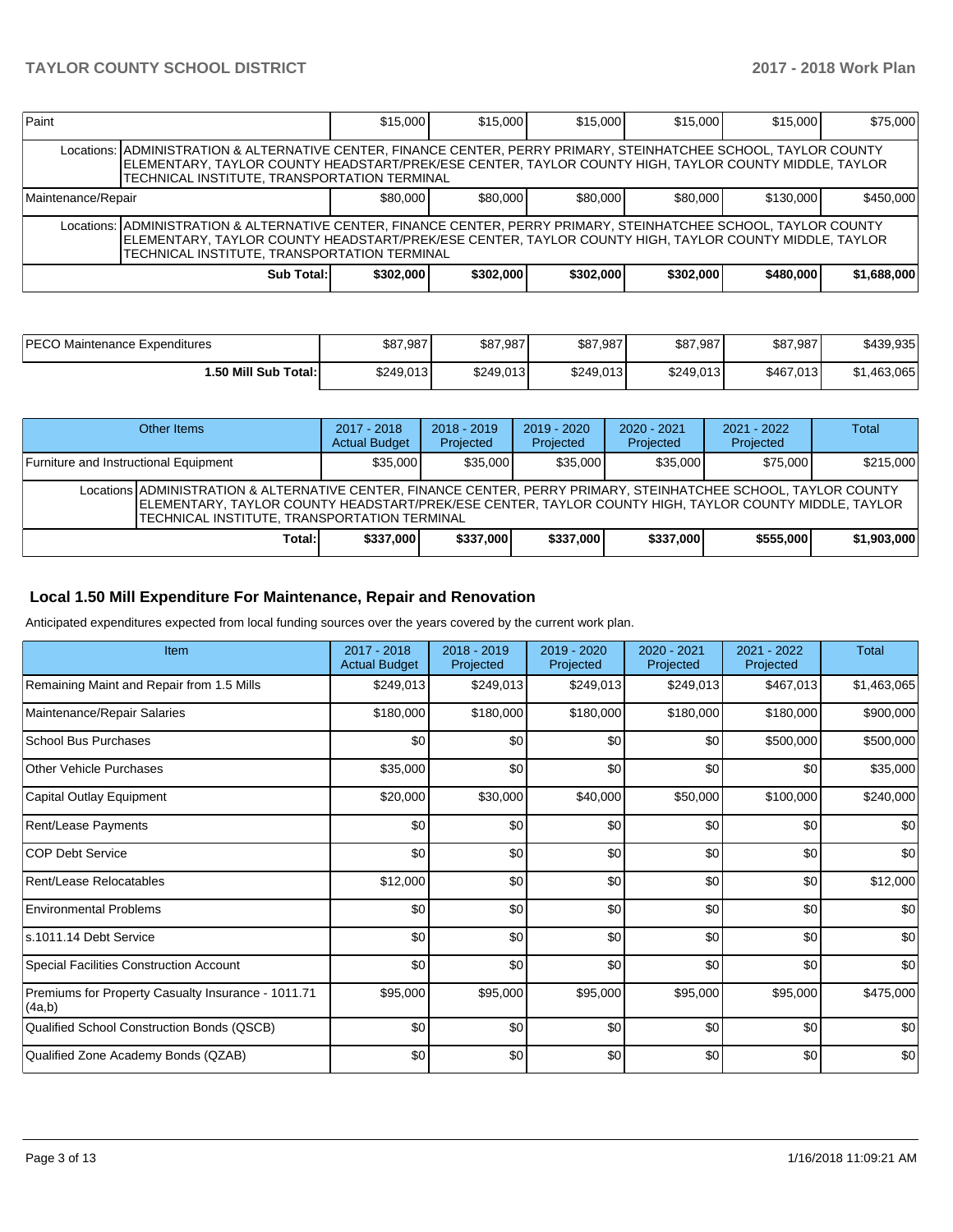| Paint | | $15,000 | $15,000 | $15,000 | $15,000 | $15,000 | $75,000 |
|---|---|---|---|---|---|---|---|
| | Locations: ADMINISTRATION & ALTERNATIVE CENTER, FINANCE CENTER, PERRY PRIMARY, STEINHATCHEE SCHOOL, TAYLOR COUNTY ELEMENTARY, TAYLOR COUNTY HEADSTART/PREK/ESE CENTER, TAYLOR COUNTY HIGH, TAYLOR COUNTY MIDDLE, TAYLOR TECHNICAL INSTITUTE, TRANSPORTATION TERMINAL | | | | | | |
| Maintenance/Repair | | $80,000 | $80,000 | $80,000 | $80,000 | $130,000 | $450,000 |
| | Locations: ADMINISTRATION & ALTERNATIVE CENTER, FINANCE CENTER, PERRY PRIMARY, STEINHATCHEE SCHOOL, TAYLOR COUNTY ELEMENTARY, TAYLOR COUNTY HEADSTART/PREK/ESE CENTER, TAYLOR COUNTY HIGH, TAYLOR COUNTY MIDDLE, TAYLOR TECHNICAL INSTITUTE, TRANSPORTATION TERMINAL | | | | | | |
| | **Sub Total:** | **$302,000** | **$302,000** | **$302,000** | **$302,000** | **$480,000** | **$1,688,000** |

| | | | | | | |
|---|---|---|---|---|---|---|
| PECO Maintenance Expenditures | $87,987 | $87,987 | $87,987 | $87,987 | $87,987 | $439,935 |
| **1.50 Mill Sub Total:** | $249,013 | $249,013 | $249,013 | $249,013 | $467,013 | $1,463,065 |

| Other Items | | 2017 - 2018 Actual Budget | 2018 - 2019 Projected | 2019 - 2020 Projected | 2020 - 2021 Projected | 2021 - 2022 Projected | Total |
|---|---|---|---|---|---|---|---|
| Furniture and Instructional Equipment | | $35,000 | $35,000 | $35,000 | $35,000 | $75,000 | $215,000 |
| | Locations ADMINISTRATION & ALTERNATIVE CENTER, FINANCE CENTER, PERRY PRIMARY, STEINHATCHEE SCHOOL, TAYLOR COUNTY ELEMENTARY, TAYLOR COUNTY HEADSTART/PREK/ESE CENTER, TAYLOR COUNTY HIGH, TAYLOR COUNTY MIDDLE, TAYLOR TECHNICAL INSTITUTE, TRANSPORTATION TERMINAL | | | | | | |
| | **Total:** | **$337,000** | **$337,000** | **$337,000** | **$337,000** | **$555,000** | **$1,903,000** |

## Local 1.50 Mill Expenditure For Maintenance, Repair and Renovation

Anticipated expenditures expected from local funding sources over the years covered by the current work plan.

| Item | 2017 - 2018 Actual Budget | 2018 - 2019 Projected | 2019 - 2020 Projected | 2020 - 2021 Projected | 2021 - 2022 Projected | Total |
|---|---|---|---|---|---|---|
| Remaining Maint and Repair from 1.5 Mills | $249,013 | $249,013 | $249,013 | $249,013 | $467,013 | $1,463,065 |
| Maintenance/Repair Salaries | $180,000 | $180,000 | $180,000 | $180,000 | $180,000 | $900,000 |
| School Bus Purchases | $0 | $0 | $0 | $0 | $500,000 | $500,000 |
| Other Vehicle Purchases | $35,000 | $0 | $0 | $0 | $0 | $35,000 |
| Capital Outlay Equipment | $20,000 | $30,000 | $40,000 | $50,000 | $100,000 | $240,000 |
| Rent/Lease Payments | $0 | $0 | $0 | $0 | $0 | $0 |
| COP Debt Service | $0 | $0 | $0 | $0 | $0 | $0 |
| Rent/Lease Relocatables | $12,000 | $0 | $0 | $0 | $0 | $12,000 |
| Environmental Problems | $0 | $0 | $0 | $0 | $0 | $0 |
| s.1011.14 Debt Service | $0 | $0 | $0 | $0 | $0 | $0 |
| Special Facilities Construction Account | $0 | $0 | $0 | $0 | $0 | $0 |
| Premiums for Property Casualty Insurance - 1011.71 (4a,b) | $95,000 | $95,000 | $95,000 | $95,000 | $95,000 | $475,000 |
| Qualified School Construction Bonds (QSCB) | $0 | $0 | $0 | $0 | $0 | $0 |
| Qualified Zone Academy Bonds (QZAB) | $0 | $0 | $0 | $0 | $0 | $0 |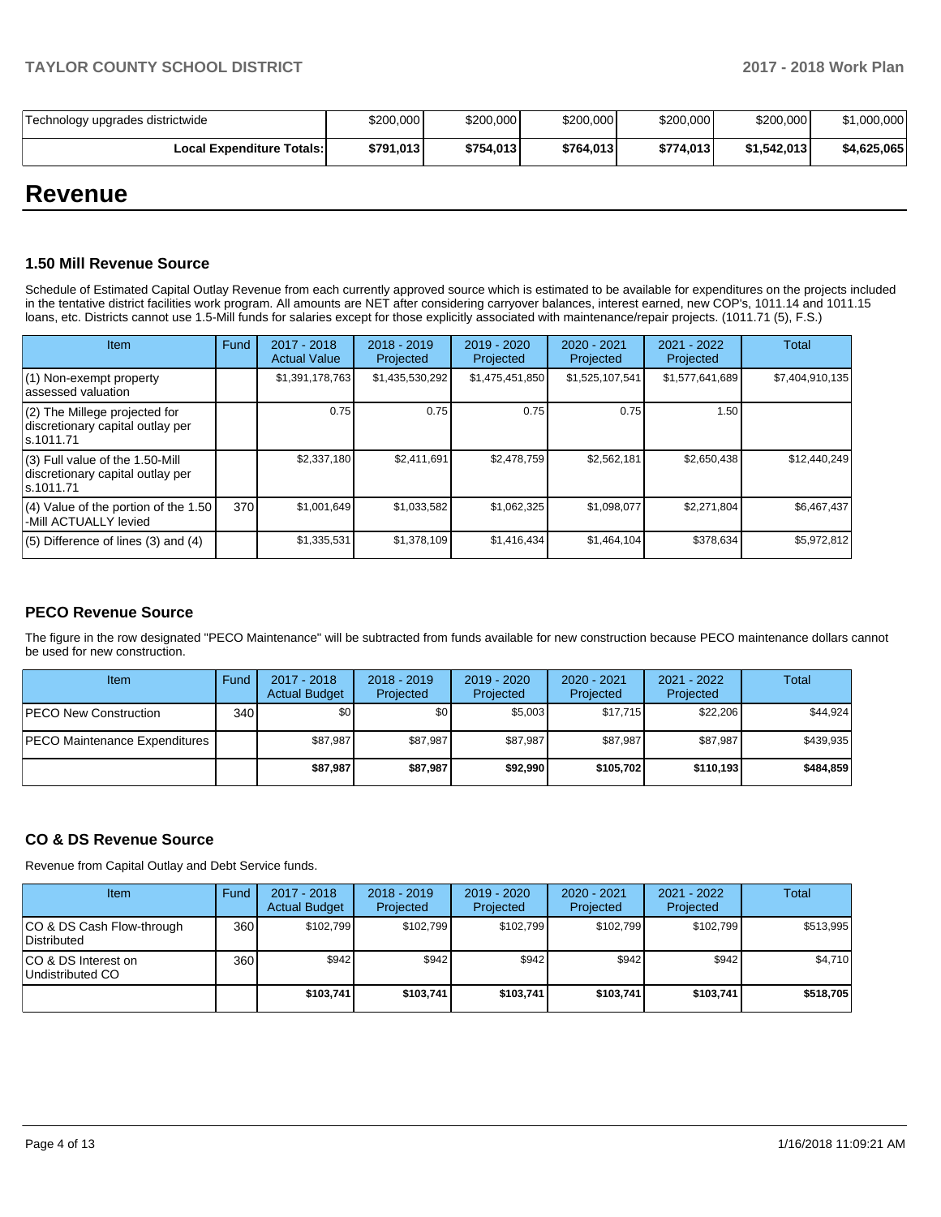| | | | | | | |
|---|---|---|---|---|---|---|
| Technology upgrades districtwide | $200,000 | $200,000 | $200,000 | $200,000 | $200,000 | $1,000,000 |
| **Local Expenditure Totals:** | **$791,013** | **$754,013** | **$764,013** | **$774,013** | **$1,542,013** | **$4,625,065** |

# Revenue

### 1.50 Mill Revenue Source

Schedule of Estimated Capital Outlay Revenue from each currently approved source which is estimated to be available for expenditures on the projects included in the tentative district facilities work program. All amounts are NET after considering carryover balances, interest earned, new COP's, 1011.14 and 1011.15 loans, etc. Districts cannot use 1.5-Mill funds for salaries except for those explicitly associated with maintenance/repair projects. (1011.71 (5), F.S.)

| Item | Fund | 2017 - 2018 Actual Value | 2018 - 2019 Projected | 2019 - 2020 Projected | 2020 - 2021 Projected | 2021 - 2022 Projected | Total |
|---|---|---|---|---|---|---|---|
| (1) Non-exempt property assessed valuation | | $1,391,178,763 | $1,435,530,292 | $1,475,451,850 | $1,525,107,541 | $1,577,641,689 | $7,404,910,135 |
| (2) The Millege projected for discretionary capital outlay per s.1011.71 | | 0.75 | 0.75 | 0.75 | 0.75 | 1.50 | |
| (3) Full value of the 1.50-Mill discretionary capital outlay per s.1011.71 | | $2,337,180 | $2,411,691 | $2,478,759 | $2,562,181 | $2,650,438 | $12,440,249 |
| (4) Value of the portion of the 1.50 -Mill ACTUALLY levied | 370 | $1,001,649 | $1,033,582 | $1,062,325 | $1,098,077 | $2,271,804 | $6,467,437 |
| (5) Difference of lines (3) and (4) | | $1,335,531 | $1,378,109 | $1,416,434 | $1,464,104 | $378,634 | $5,972,812 |

### PECO Revenue Source

The figure in the row designated "PECO Maintenance" will be subtracted from funds available for new construction because PECO maintenance dollars cannot be used for new construction.

| Item | Fund | 2017 - 2018 Actual Budget | 2018 - 2019 Projected | 2019 - 2020 Projected | 2020 - 2021 Projected | 2021 - 2022 Projected | Total |
|---|---|---|---|---|---|---|---|
| PECO New Construction | 340 | $0 | $0 | $5,003 | $17,715 | $22,206 | $44,924 |
| PECO Maintenance Expenditures | | $87,987 | $87,987 | $87,987 | $87,987 | $87,987 | $439,935 |
| | | **$87,987** | **$87,987** | **$92,990** | **$105,702** | **$110,193** | **$484,859** |

### CO & DS Revenue Source

Revenue from Capital Outlay and Debt Service funds.

| Item | Fund | 2017 - 2018 Actual Budget | 2018 - 2019 Projected | 2019 - 2020 Projected | 2020 - 2021 Projected | 2021 - 2022 Projected | Total |
|---|---|---|---|---|---|---|---|
| CO & DS Cash Flow-through Distributed | 360 | $102,799 | $102,799 | $102,799 | $102,799 | $102,799 | $513,995 |
| CO & DS Interest on Undistributed CO | 360 | $942 | $942 | $942 | $942 | $942 | $4,710 |
| | | **$103,741** | **$103,741** | **$103,741** | **$103,741** | **$103,741** | **$518,705** |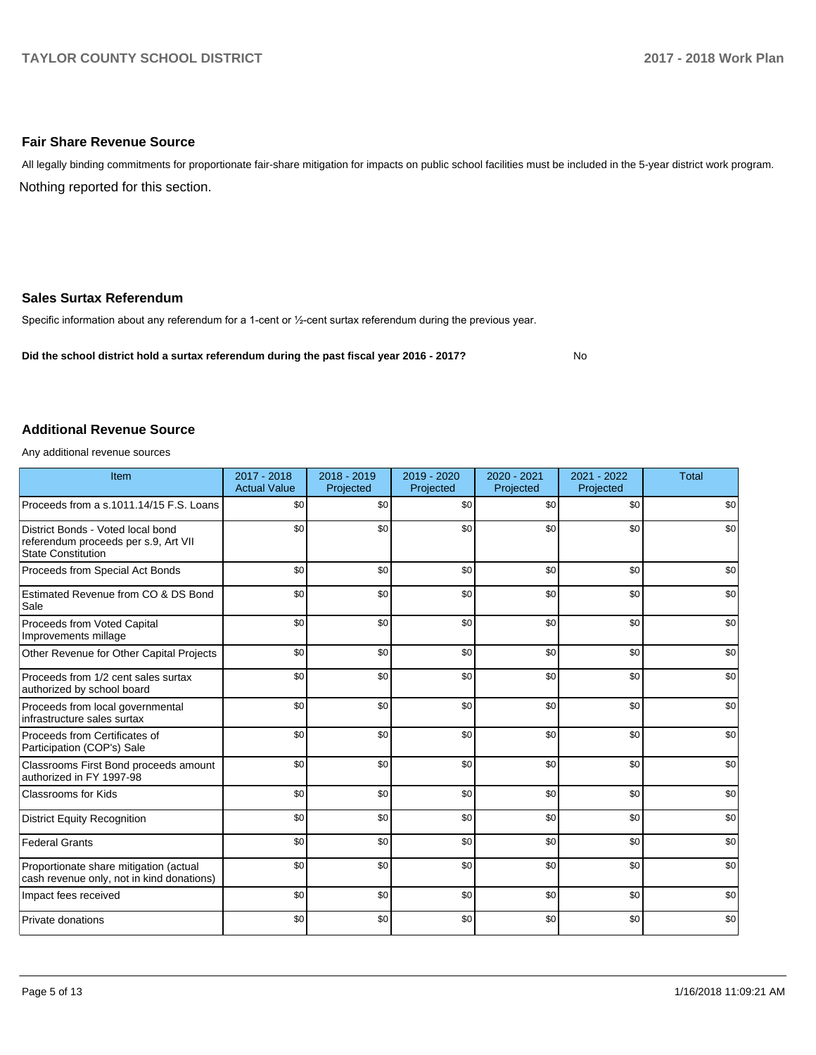## Fair Share Revenue Source

All legally binding commitments for proportionate fair-share mitigation for impacts on public school facilities must be included in the 5-year district work program.

Nothing reported for this section.

## Sales Surtax Referendum

Specific information about any referendum for a 1-cent or ½-cent surtax referendum during the previous year.

**Did the school district hold a surtax referendum during the past fiscal year 2016 - 2017?** No

## Additional Revenue Source

Any additional revenue sources

| Item | 2017 - 2018 Actual Value | 2018 - 2019 Projected | 2019 - 2020 Projected | 2020 - 2021 Projected | 2021 - 2022 Projected | Total |
|---|---|---|---|---|---|---|
| Proceeds from a s.1011.14/15 F.S. Loans | $0 | $0 | $0 | $0 | $0 | $0 |
| District Bonds - Voted local bond referendum proceeds per s.9, Art VII State Constitution | $0 | $0 | $0 | $0 | $0 | $0 |
| Proceeds from Special Act Bonds | $0 | $0 | $0 | $0 | $0 | $0 |
| Estimated Revenue from CO & DS Bond Sale | $0 | $0 | $0 | $0 | $0 | $0 |
| Proceeds from Voted Capital Improvements millage | $0 | $0 | $0 | $0 | $0 | $0 |
| Other Revenue for Other Capital Projects | $0 | $0 | $0 | $0 | $0 | $0 |
| Proceeds from 1/2 cent sales surtax authorized by school board | $0 | $0 | $0 | $0 | $0 | $0 |
| Proceeds from local governmental infrastructure sales surtax | $0 | $0 | $0 | $0 | $0 | $0 |
| Proceeds from Certificates of Participation (COP's) Sale | $0 | $0 | $0 | $0 | $0 | $0 |
| Classrooms First Bond proceeds amount authorized in FY 1997-98 | $0 | $0 | $0 | $0 | $0 | $0 |
| Classrooms for Kids | $0 | $0 | $0 | $0 | $0 | $0 |
| District Equity Recognition | $0 | $0 | $0 | $0 | $0 | $0 |
| Federal Grants | $0 | $0 | $0 | $0 | $0 | $0 |
| Proportionate share mitigation (actual cash revenue only, not in kind donations) | $0 | $0 | $0 | $0 | $0 | $0 |
| Impact fees received | $0 | $0 | $0 | $0 | $0 | $0 |
| Private donations | $0 | $0 | $0 | $0 | $0 | $0 |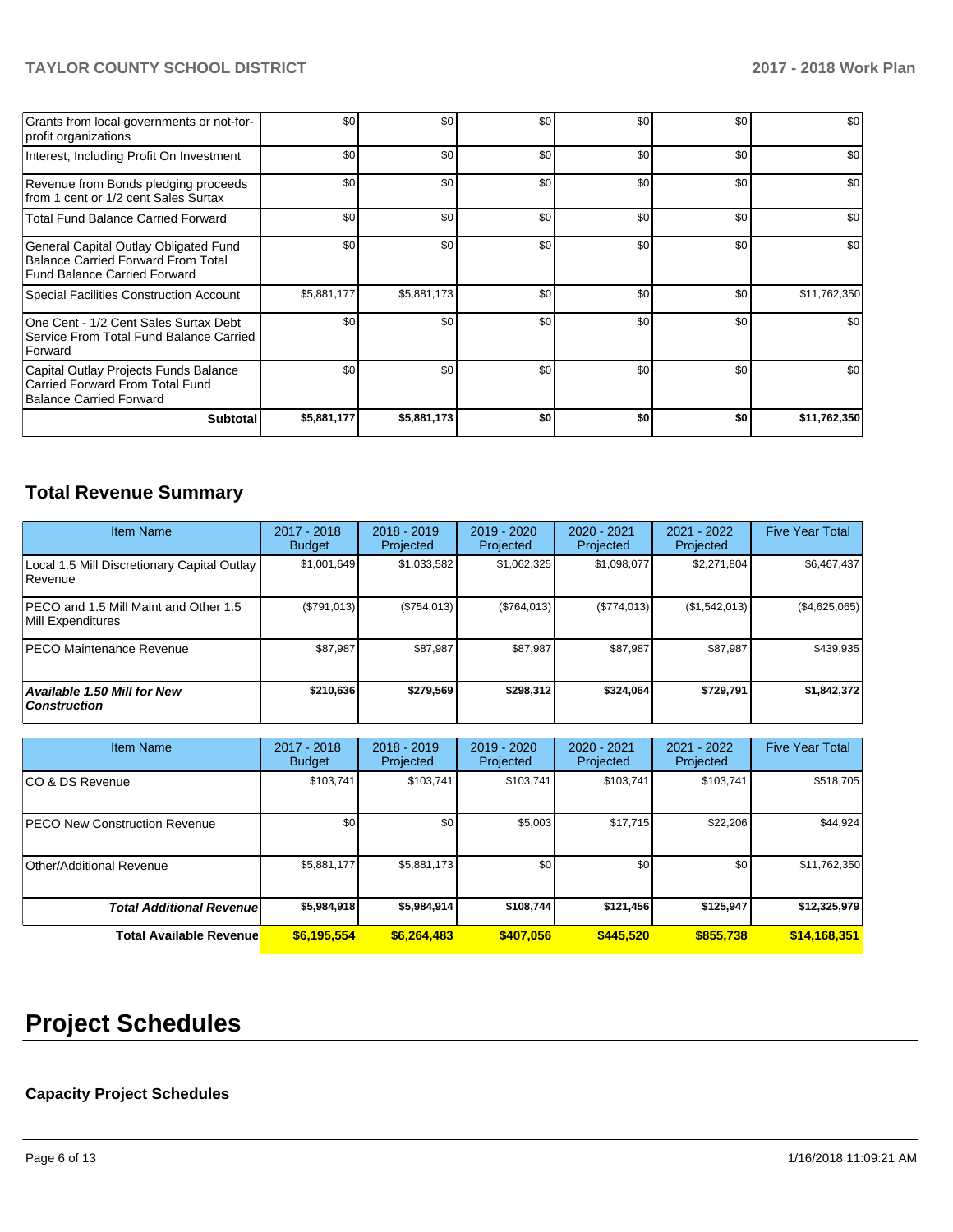| | | | | | | |
|---|---|---|---|---|---|---|
| Grants from local governments or not-for-profit organizations | $0 | $0 | $0 | $0 | $0 | $0 |
| Interest, Including Profit On Investment | $0 | $0 | $0 | $0 | $0 | $0 |
| Revenue from Bonds pledging proceeds from 1 cent or 1/2 cent Sales Surtax | $0 | $0 | $0 | $0 | $0 | $0 |
| Total Fund Balance Carried Forward | $0 | $0 | $0 | $0 | $0 | $0 |
| General Capital Outlay Obligated Fund Balance Carried Forward From Total Fund Balance Carried Forward | $0 | $0 | $0 | $0 | $0 | $0 |
| Special Facilities Construction Account | $5,881,177 | $5,881,173 | $0 | $0 | $0 | $11,762,350 |
| One Cent - 1/2 Cent Sales Surtax Debt Service From Total Fund Balance Carried Forward | $0 | $0 | $0 | $0 | $0 | $0 |
| Capital Outlay Projects Funds Balance Carried Forward From Total Fund Balance Carried Forward | $0 | $0 | $0 | $0 | $0 | $0 |
| **Subtotal** | **$5,881,177** | **$5,881,173** | **$0** | **$0** | **$0** | **$11,762,350** |

## Total Revenue Summary

| Item Name | 2017 - 2018 Budget | 2018 - 2019 Projected | 2019 - 2020 Projected | 2020 - 2021 Projected | 2021 - 2022 Projected | Five Year Total |
|---|---|---|---|---|---|---|
| Local 1.5 Mill Discretionary Capital Outlay Revenue | $1,001,649 | $1,033,582 | $1,062,325 | $1,098,077 | $2,271,804 | $6,467,437 |
| PECO and 1.5 Mill Maint and Other 1.5 Mill Expenditures | ($791,013) | ($754,013) | ($764,013) | ($774,013) | ($1,542,013) | ($4,625,065) |
| PECO Maintenance Revenue | $87,987 | $87,987 | $87,987 | $87,987 | $87,987 | $439,935 |
| ***Available 1.50 Mill for New Construction*** | **$210,636** | **$279,569** | **$298,312** | **$324,064** | **$729,791** | **$1,842,372** |

| Item Name | 2017 - 2018 Budget | 2018 - 2019 Projected | 2019 - 2020 Projected | 2020 - 2021 Projected | 2021 - 2022 Projected | Five Year Total |
|---|---|---|---|---|---|---|
| CO & DS Revenue | $103,741 | $103,741 | $103,741 | $103,741 | $103,741 | $518,705 |
| PECO New Construction Revenue | $0 | $0 | $5,003 | $17,715 | $22,206 | $44,924 |
| Other/Additional Revenue | $5,881,177 | $5,881,173 | $0 | $0 | $0 | $11,762,350 |
| ***Total Additional Revenue*** | **$5,984,918** | **$5,984,914** | **$108,744** | **$121,456** | **$125,947** | **$12,325,979** |
| **Total Available Revenue** | **$6,195,554** | **$6,264,483** | **$407,056** | **$445,520** | **$855,738** | **$14,168,351** |

# Project Schedules

### Capacity Project Schedules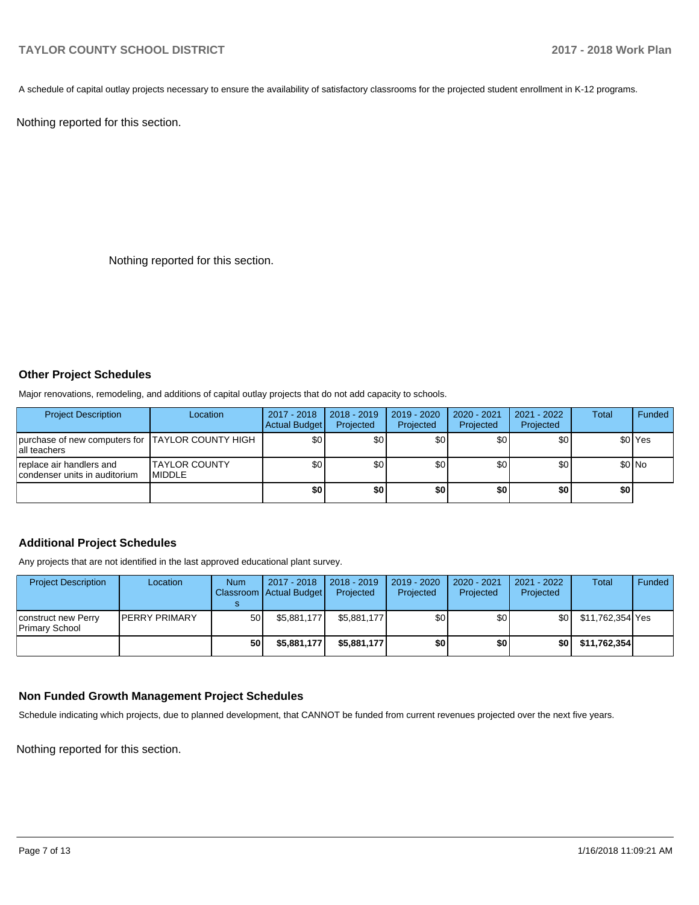A schedule of capital outlay projects necessary to ensure the availability of satisfactory classrooms for the projected student enrollment in K-12 programs.

Nothing reported for this section.

Nothing reported for this section.

### Other Project Schedules

Major renovations, remodeling, and additions of capital outlay projects that do not add capacity to schools.

| Project Description | Location | 2017 - 2018 Actual Budget | 2018 - 2019 Projected | 2019 - 2020 Projected | 2020 - 2021 Projected | 2021 - 2022 Projected | Total | Funded |
|---|---|---|---|---|---|---|---|---|
| purchase of new computers for all teachers | TAYLOR COUNTY HIGH | $0 | $0 | $0 | $0 | $0 | $0 | Yes |
| replace air handlers and condenser units in auditorium | TAYLOR COUNTY MIDDLE | $0 | $0 | $0 | $0 | $0 | $0 | No |
| | | **$0** | **$0** | **$0** | **$0** | **$0** | **$0** | |

### Additional Project Schedules

Any projects that are not identified in the last approved educational plant survey.

| Project Description | Location | Num Classrooms | 2017 - 2018 Actual Budget | 2018 - 2019 Projected | 2019 - 2020 Projected | 2020 - 2021 Projected | 2021 - 2022 Projected | Total | Funded |
|---|---|---|---|---|---|---|---|---|---|
| construct new Perry Primary School | PERRY PRIMARY | 50 | $5,881,177 | $5,881,177 | $0 | $0 | $0 | $11,762,354 | Yes |
| | | **50** | **$5,881,177** | **$5,881,177** | **$0** | **$0** | **$0** | **$11,762,354** | |

### Non Funded Growth Management Project Schedules

Schedule indicating which projects, due to planned development, that CANNOT be funded from current revenues projected over the next five years.

Nothing reported for this section.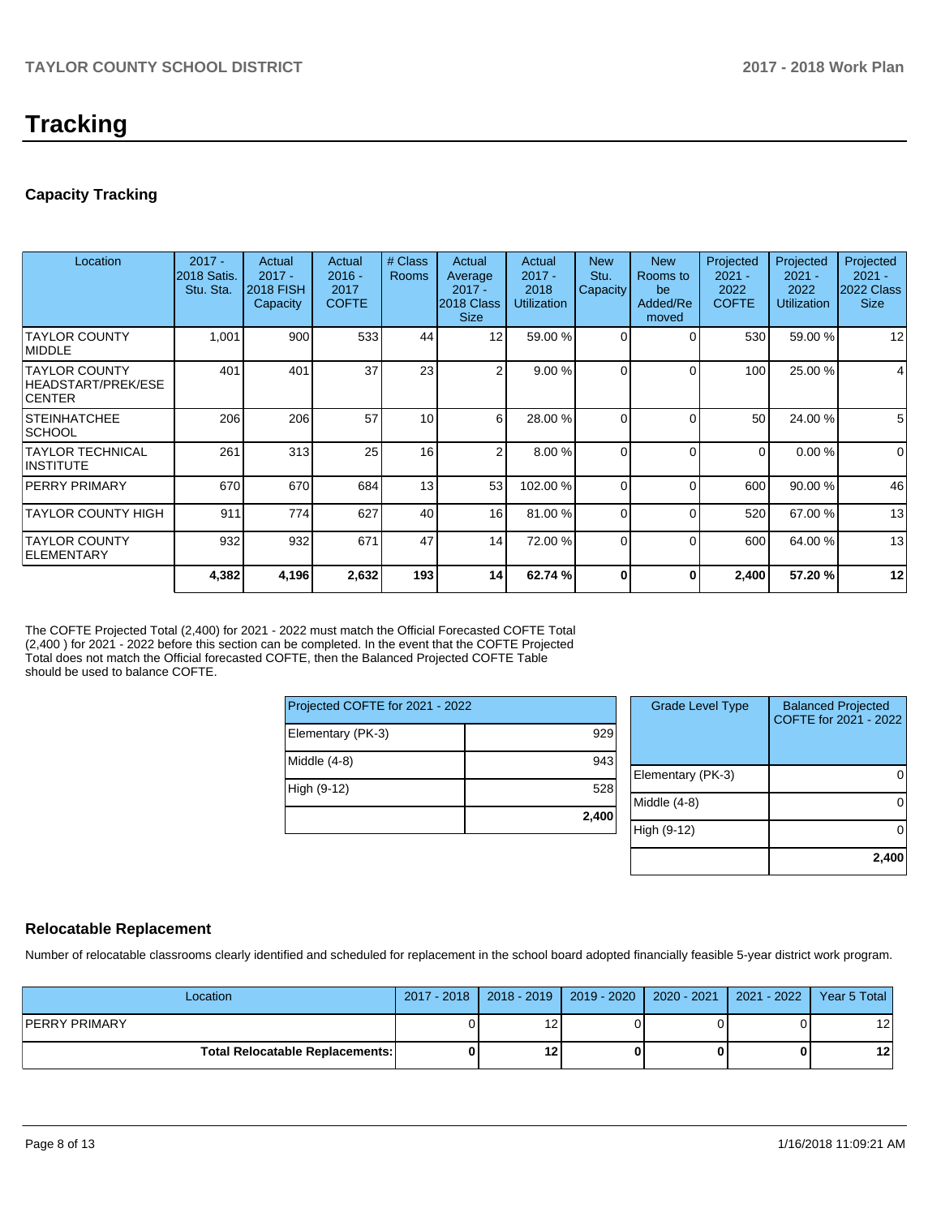# Tracking

## Capacity Tracking

| Location | 2017 - 2018 Satis. Stu. Sta. | Actual 2017 - 2018 FISH Capacity | Actual 2016 - 2017 COFTE | # Class Rooms | Actual Average 2017 - 2018 Class Size | Actual 2017 - 2018 Utilization | New Stu. Capacity | New Rooms to be Added/Removed | Projected 2021 - 2022 COFTE | Projected 2021 - 2022 Utilization | Projected 2021 - 2022 Class Size |
|---|---|---|---|---|---|---|---|---|---|---|---|
| TAYLOR COUNTY MIDDLE | 1,001 | 900 | 533 | 44 | 12 | 59.00 % | 0 | 0 | 530 | 59.00 % | 12 |
| TAYLOR COUNTY HEADSTART/PREK/ESE CENTER | 401 | 401 | 37 | 23 | 2 | 9.00 % | 0 | 0 | 100 | 25.00 % | 4 |
| STEINHATCHEE SCHOOL | 206 | 206 | 57 | 10 | 6 | 28.00 % | 0 | 0 | 50 | 24.00 % | 5 |
| TAYLOR TECHNICAL INSTITUTE | 261 | 313 | 25 | 16 | 2 | 8.00 % | 0 | 0 | 0 | 0.00 % | 0 |
| PERRY PRIMARY | 670 | 670 | 684 | 13 | 53 | 102.00 % | 0 | 0 | 600 | 90.00 % | 46 |
| TAYLOR COUNTY HIGH | 911 | 774 | 627 | 40 | 16 | 81.00 % | 0 | 0 | 520 | 67.00 % | 13 |
| TAYLOR COUNTY ELEMENTARY | 932 | 932 | 671 | 47 | 14 | 72.00 % | 0 | 0 | 600 | 64.00 % | 13 |
| | **4,382** | **4,196** | **2,632** | **193** | **14** | **62.74 %** | **0** | **0** | **2,400** | **57.20 %** | **12** |

The COFTE Projected Total (2,400) for 2021 - 2022 must match the Official Forecasted COFTE Total (2,400 ) for 2021 - 2022 before this section can be completed. In the event that the COFTE Projected Total does not match the Official forecasted COFTE, then the Balanced Projected COFTE Table should be used to balance COFTE.

| Projected COFTE for 2021 - 2022 | |
|---|---|
| Elementary (PK-3) | 929 |
| Middle (4-8) | 943 |
| High (9-12) | 528 |
| | **2,400** |

| Grade Level Type | Balanced Projected COFTE for 2021 - 2022 |
|---|---|
| Elementary (PK-3) | 0 |
| Middle (4-8) | 0 |
| High (9-12) | 0 |
| | **2,400** |

## Relocatable Replacement

Number of relocatable classrooms clearly identified and scheduled for replacement in the school board adopted financially feasible 5-year district work program.

| Location | 2017 - 2018 | 2018 - 2019 | 2019 - 2020 | 2020 - 2021 | 2021 - 2022 | Year 5 Total |
|---|---|---|---|---|---|---|
| PERRY PRIMARY | 0 | 12 | 0 | 0 | 0 | 12 |
| **Total Relocatable Replacements:** | **0** | **12** | **0** | **0** | **0** | **12** |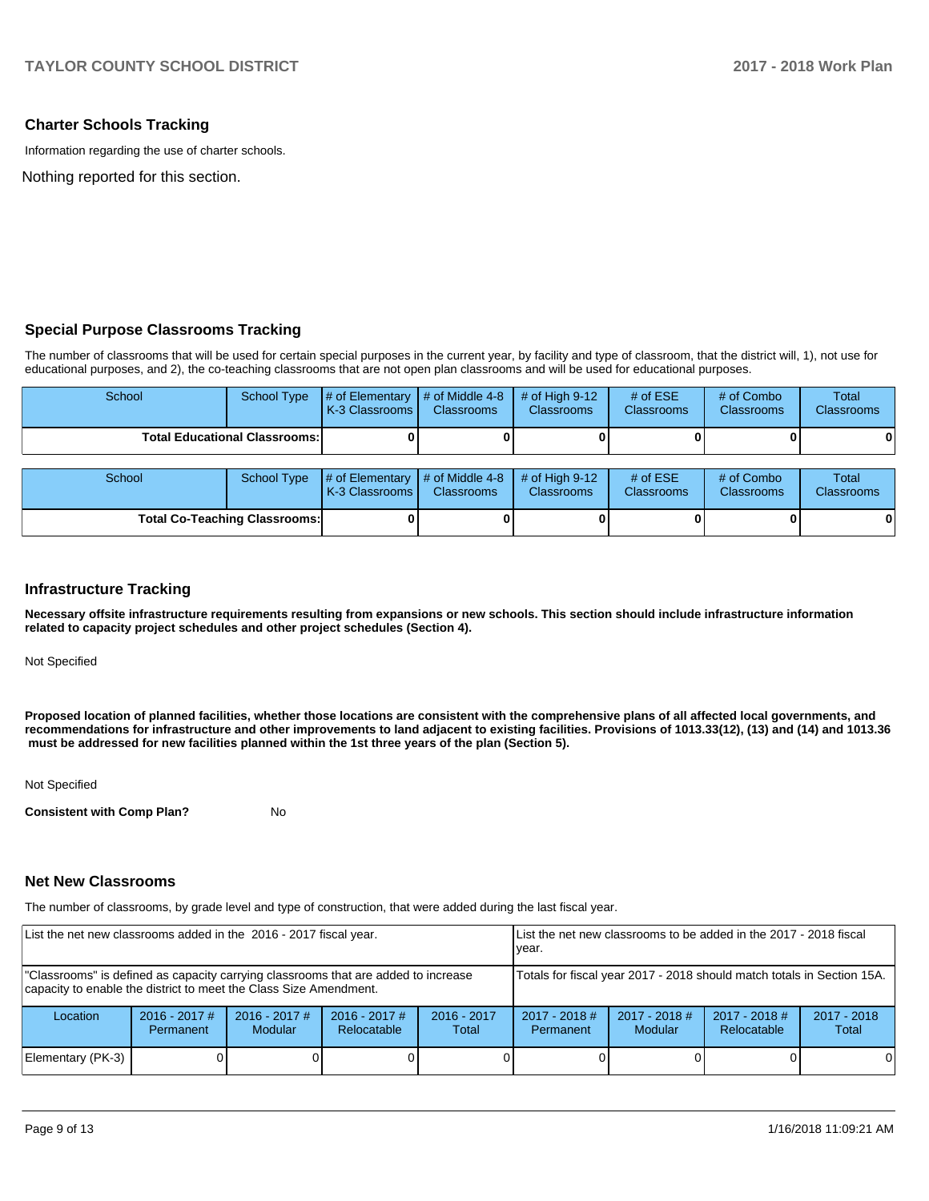## Charter Schools Tracking

Information regarding the use of charter schools.

Nothing reported for this section.

## Special Purpose Classrooms Tracking

The number of classrooms that will be used for certain special purposes in the current year, by facility and type of classroom, that the district will, 1), not use for educational purposes, and 2), the co-teaching classrooms that are not open plan classrooms and will be used for educational purposes.

| School | School Type | # of Elementary K-3 Classrooms | # of Middle 4-8 Classrooms | # of High 9-12 Classrooms | # of ESE Classrooms | # of Combo Classrooms | Total Classrooms |
|---|---|---|---|---|---|---|---|
| **Total Educational Classrooms:** | | **0** | **0** | **0** | **0** | **0** | **0** |

| School | School Type | # of Elementary K-3 Classrooms | # of Middle 4-8 Classrooms | # of High 9-12 Classrooms | # of ESE Classrooms | # of Combo Classrooms | Total Classrooms |
|---|---|---|---|---|---|---|---|
| **Total Co-Teaching Classrooms:** | | **0** | **0** | **0** | **0** | **0** | **0** |

## Infrastructure Tracking

**Necessary offsite infrastructure requirements resulting from expansions or new schools. This section should include infrastructure information related to capacity project schedules and other project schedules (Section 4).**

Not Specified

**Proposed location of planned facilities, whether those locations are consistent with the comprehensive plans of all affected local governments, and recommendations for infrastructure and other improvements to land adjacent to existing facilities. Provisions of 1013.33(12), (13) and (14) and 1013.36 must be addressed for new facilities planned within the 1st three years of the plan (Section 5).**

Not Specified

**Consistent with Comp Plan?** No

## Net New Classrooms

The number of classrooms, by grade level and type of construction, that were added during the last fiscal year.

| List the net new classrooms added in the 2016 - 2017 fiscal year. | | | | | List the net new classrooms to be added in the 2017 - 2018 fiscal year. | | | |
|---|---|---|---|---|---|---|---|---|
| "Classrooms" is defined as capacity carrying classrooms that are added to increase capacity to enable the district to meet the Class Size Amendment. | | | | | Totals for fiscal year 2017 - 2018 should match totals in Section 15A. | | | |
| Location | 2016 - 2017 # Permanent | 2016 - 2017 # Modular | 2016 - 2017 # Relocatable | 2016 - 2017 Total | 2017 - 2018 # Permanent | 2017 - 2018 # Modular | 2017 - 2018 # Relocatable | 2017 - 2018 Total |
| Elementary (PK-3) | 0 | 0 | 0 | 0 | 0 | 0 | 0 | 0 |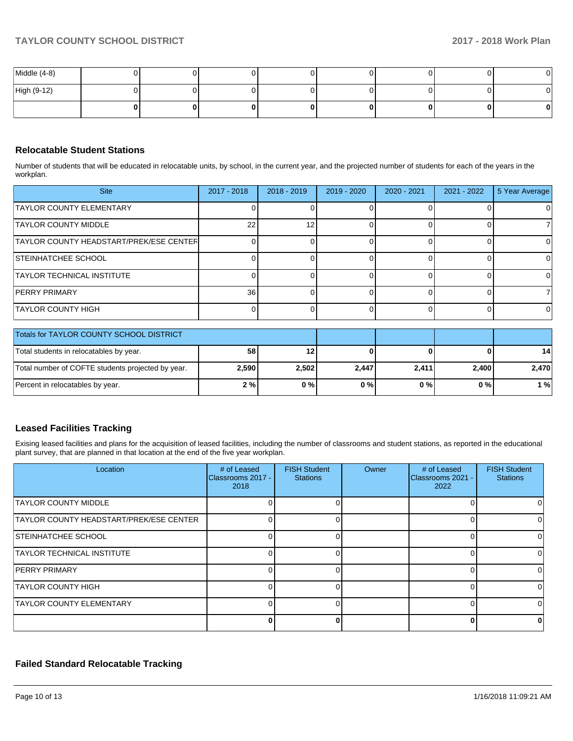| | | | | | | | | |
|---|---|---|---|---|---|---|---|---|
| Middle (4-8) | 0 | 0 | 0 | 0 | 0 | 0 | 0 | 0 |
| High (9-12) | 0 | 0 | 0 | 0 | 0 | 0 | 0 | 0 |
| | **0** | **0** | **0** | **0** | **0** | **0** | **0** | **0** |

### Relocatable Student Stations

Number of students that will be educated in relocatable units, by school, in the current year, and the projected number of students for each of the years in the workplan.

| Site | 2017 - 2018 | 2018 - 2019 | 2019 - 2020 | 2020 - 2021 | 2021 - 2022 | 5 Year Average |
|---|---|---|---|---|---|---|
| TAYLOR COUNTY ELEMENTARY | 0 | 0 | 0 | 0 | 0 | 0 |
| TAYLOR COUNTY MIDDLE | 22 | 12 | 0 | 0 | 0 | 7 |
| TAYLOR COUNTY HEADSTART/PREK/ESE CENTER | 0 | 0 | 0 | 0 | 0 | 0 |
| STEINHATCHEE SCHOOL | 0 | 0 | 0 | 0 | 0 | 0 |
| TAYLOR TECHNICAL INSTITUTE | 0 | 0 | 0 | 0 | 0 | 0 |
| PERRY PRIMARY | 36 | 0 | 0 | 0 | 0 | 7 |
| TAYLOR COUNTY HIGH | 0 | 0 | 0 | 0 | 0 | 0 |

| Totals for TAYLOR COUNTY SCHOOL DISTRICT | | | | | | |
|---|---|---|---|---|---|---|
| Total students in relocatables by year. | **58** | **12** | **0** | **0** | **0** | **14** |
| Total number of COFTE students projected by year. | **2,590** | **2,502** | **2,447** | **2,411** | **2,400** | **2,470** |
| Percent in relocatables by year. | **2 %** | **0 %** | **0 %** | **0 %** | **0 %** | **1 %** |

### Leased Facilities Tracking

Exising leased facilities and plans for the acquisition of leased facilities, including the number of classrooms and student stations, as reported in the educational plant survey, that are planned in that location at the end of the five year workplan.

| Location | # of Leased Classrooms 2017 - 2018 | FISH Student Stations | Owner | # of Leased Classrooms 2021 - 2022 | FISH Student Stations |
|---|---|---|---|---|---|
| TAYLOR COUNTY MIDDLE | 0 | 0 | | 0 | 0 |
| TAYLOR COUNTY HEADSTART/PREK/ESE CENTER | 0 | 0 | | 0 | 0 |
| STEINHATCHEE SCHOOL | 0 | 0 | | 0 | 0 |
| TAYLOR TECHNICAL INSTITUTE | 0 | 0 | | 0 | 0 |
| PERRY PRIMARY | 0 | 0 | | 0 | 0 |
| TAYLOR COUNTY HIGH | 0 | 0 | | 0 | 0 |
| TAYLOR COUNTY ELEMENTARY | 0 | 0 | | 0 | 0 |
| | **0** | **0** | | **0** | **0** |

### Failed Standard Relocatable Tracking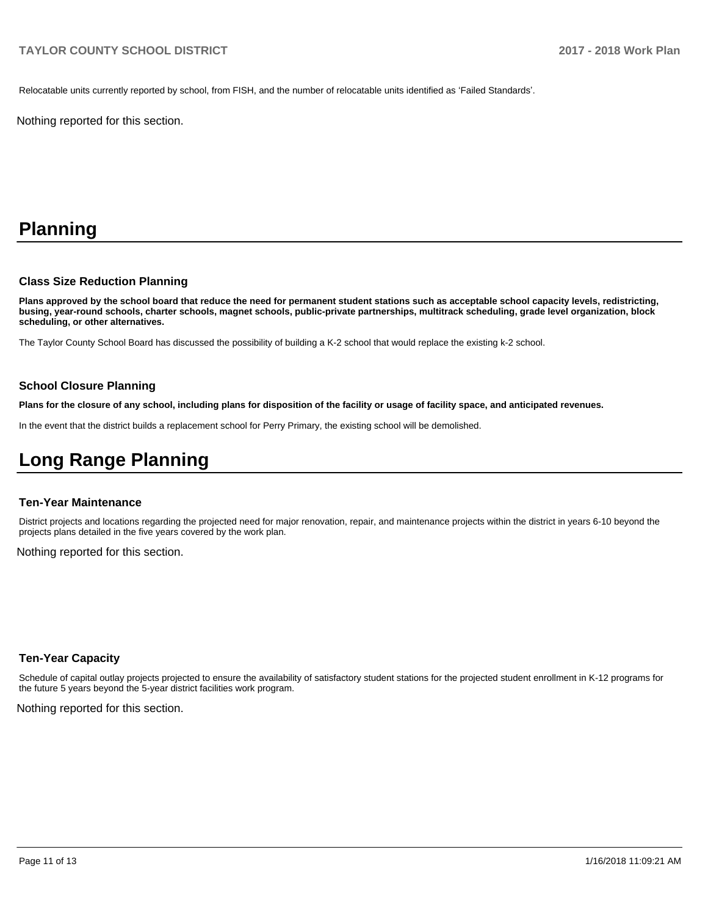Relocatable units currently reported by school, from FISH, and the number of relocatable units identified as 'Failed Standards'.

Nothing reported for this section.

# Planning

### Class Size Reduction Planning

**Plans approved by the school board that reduce the need for permanent student stations such as acceptable school capacity levels, redistricting, busing, year-round schools, charter schools, magnet schools, public-private partnerships, multitrack scheduling, grade level organization, block scheduling, or other alternatives.**

The Taylor County School Board has discussed the possibility of building a K-2 school that would replace the existing k-2 school.

### School Closure Planning

**Plans for the closure of any school, including plans for disposition of the facility or usage of facility space, and anticipated revenues.**

In the event that the district builds a replacement school for Perry Primary, the existing school will be demolished.

# Long Range Planning

### Ten-Year Maintenance

District projects and locations regarding the projected need for major renovation, repair, and maintenance projects within the district in years 6-10 beyond the projects plans detailed in the five years covered by the work plan.

Nothing reported for this section.

### Ten-Year Capacity

Schedule of capital outlay projects projected to ensure the availability of satisfactory student stations for the projected student enrollment in K-12 programs for the future 5 years beyond the 5-year district facilities work program.

Nothing reported for this section.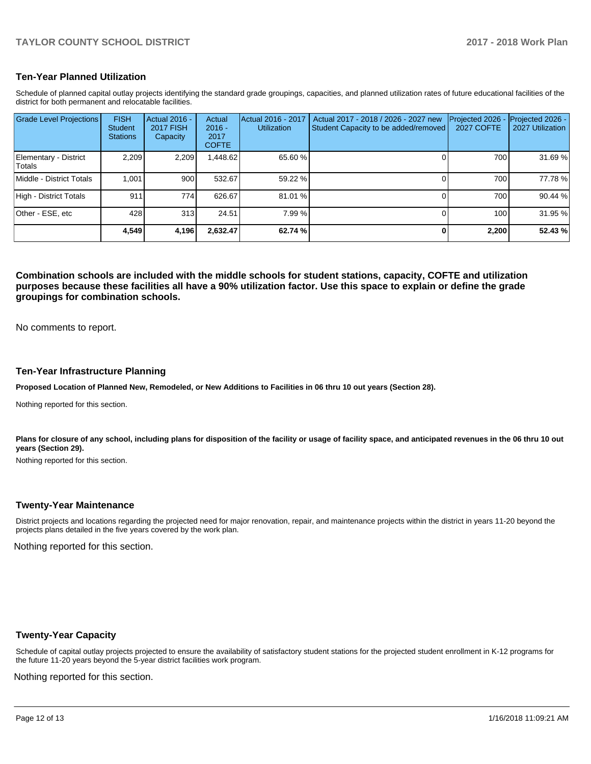## Ten-Year Planned Utilization

Schedule of planned capital outlay projects identifying the standard grade groupings, capacities, and planned utilization rates of future educational facilities of the district for both permanent and relocatable facilities.

| Grade Level Projections | FISH Student Stations | Actual 2016 - 2017 FISH Capacity | Actual 2016 - 2017 COFTE | Actual 2016 - 2017 Utilization | Actual 2017 - 2018 / 2026 - 2027 new Student Capacity to be added/removed | Projected 2026 - 2027 COFTE | Projected 2026 - 2027 Utilization |
|---|---|---|---|---|---|---|---|
| Elementary - District Totals | 2,209 | 2,209 | 1,448.62 | 65.60 % | 0 | 700 | 31.69 % |
| Middle - District Totals | 1,001 | 900 | 532.67 | 59.22 % | 0 | 700 | 77.78 % |
| High - District Totals | 911 | 774 | 626.67 | 81.01 % | 0 | 700 | 90.44 % |
| Other - ESE, etc | 428 | 313 | 24.51 | 7.99 % | 0 | 100 | 31.95 % |
| | **4,549** | **4,196** | **2,632.47** | **62.74 %** | **0** | **2,200** | **52.43 %** |

**Combination schools are included with the middle schools for student stations, capacity, COFTE and utilization purposes because these facilities all have a 90% utilization factor. Use this space to explain or define the grade groupings for combination schools.**

No comments to report.

## Ten-Year Infrastructure Planning

**Proposed Location of Planned New, Remodeled, or New Additions to Facilities in 06 thru 10 out years (Section 28).**

Nothing reported for this section.

**Plans for closure of any school, including plans for disposition of the facility or usage of facility space, and anticipated revenues in the 06 thru 10 out years (Section 29).**

Nothing reported for this section.

## Twenty-Year Maintenance

District projects and locations regarding the projected need for major renovation, repair, and maintenance projects within the district in years 11-20 beyond the projects plans detailed in the five years covered by the work plan.

Nothing reported for this section.

## Twenty-Year Capacity

Schedule of capital outlay projects projected to ensure the availability of satisfactory student stations for the projected student enrollment in K-12 programs for the future 11-20 years beyond the 5-year district facilities work program.

Nothing reported for this section.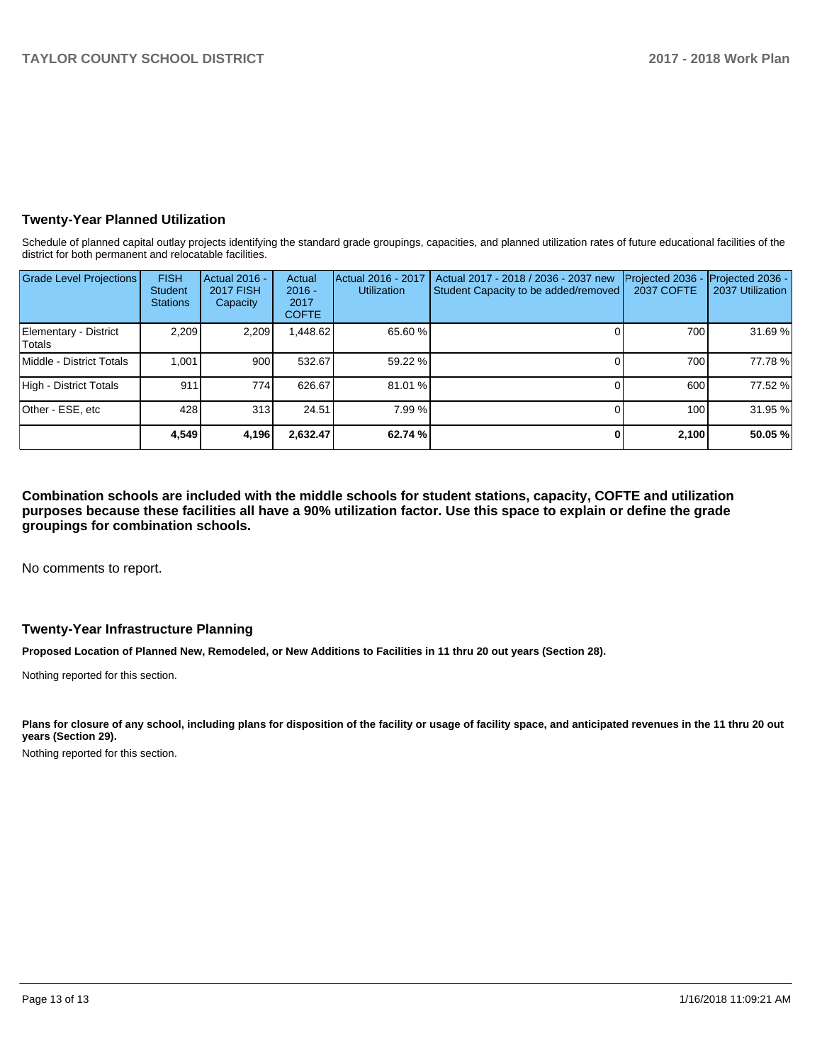## Twenty-Year Planned Utilization

Schedule of planned capital outlay projects identifying the standard grade groupings, capacities, and planned utilization rates of future educational facilities of the district for both permanent and relocatable facilities.

| Grade Level Projections | FISH Student Stations | Actual 2016 - 2017 FISH Capacity | Actual 2016 - 2017 COFTE | Actual 2016 - 2017 Utilization | Actual 2017 - 2018 / 2036 - 2037 new Student Capacity to be added/removed | Projected 2036 - 2037 COFTE | Projected 2036 - 2037 Utilization |
|---|---|---|---|---|---|---|---|
| Elementary - District Totals | 2,209 | 2,209 | 1,448.62 | 65.60 % | 0 | 700 | 31.69 % |
| Middle - District Totals | 1,001 | 900 | 532.67 | 59.22 % | 0 | 700 | 77.78 % |
| High - District Totals | 911 | 774 | 626.67 | 81.01 % | 0 | 600 | 77.52 % |
| Other - ESE, etc | 428 | 313 | 24.51 | 7.99 % | 0 | 100 | 31.95 % |
| | **4,549** | **4,196** | **2,632.47** | **62.74 %** | **0** | **2,100** | **50.05 %** |

**Combination schools are included with the middle schools for student stations, capacity, COFTE and utilization purposes because these facilities all have a 90% utilization factor. Use this space to explain or define the grade groupings for combination schools.**

No comments to report.

## Twenty-Year Infrastructure Planning

**Proposed Location of Planned New, Remodeled, or New Additions to Facilities in 11 thru 20 out years (Section 28).**

Nothing reported for this section.

**Plans for closure of any school, including plans for disposition of the facility or usage of facility space, and anticipated revenues in the 11 thru 20 out years (Section 29).**

Nothing reported for this section.